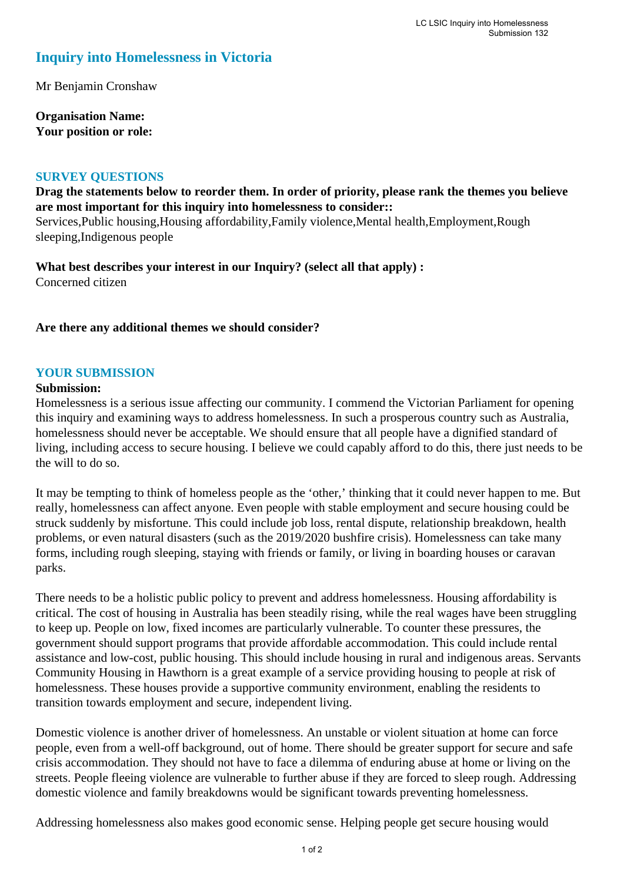# Inquiry into Homelessness in Victoria

Mr Benjamin Cronshaw

**Organisation Name:**
**Your position or role:**

## SURVEY QUESTIONS

**Drag the statements below to reorder them. In order of priority, please rank the themes you believe are most important for this inquiry into homelessness to consider::**
Services,Public housing,Housing affordability,Family violence,Mental health,Employment,Rough sleeping,Indigenous people

**What best describes your interest in our Inquiry? (select all that apply) :**
Concerned citizen

**Are there any additional themes we should consider?**

## YOUR SUBMISSION

**Submission:**
Homelessness is a serious issue affecting our community. I commend the Victorian Parliament for opening this inquiry and examining ways to address homelessness. In such a prosperous country such as Australia, homelessness should never be acceptable. We should ensure that all people have a dignified standard of living, including access to secure housing. I believe we could capably afford to do this, there just needs to be the will to do so.

It may be tempting to think of homeless people as the 'other,' thinking that it could never happen to me. But really, homelessness can affect anyone. Even people with stable employment and secure housing could be struck suddenly by misfortune. This could include job loss, rental dispute, relationship breakdown, health problems, or even natural disasters (such as the 2019/2020 bushfire crisis). Homelessness can take many forms, including rough sleeping, staying with friends or family, or living in boarding houses or caravan parks.

There needs to be a holistic public policy to prevent and address homelessness. Housing affordability is critical. The cost of housing in Australia has been steadily rising, while the real wages have been struggling to keep up. People on low, fixed incomes are particularly vulnerable. To counter these pressures, the government should support programs that provide affordable accommodation. This could include rental assistance and low-cost, public housing. This should include housing in rural and indigenous areas. Servants Community Housing in Hawthorn is a great example of a service providing housing to people at risk of homelessness. These houses provide a supportive community environment, enabling the residents to transition towards employment and secure, independent living.

Domestic violence is another driver of homelessness. An unstable or violent situation at home can force people, even from a well-off background, out of home. There should be greater support for secure and safe crisis accommodation. They should not have to face a dilemma of enduring abuse at home or living on the streets. People fleeing violence are vulnerable to further abuse if they are forced to sleep rough. Addressing domestic violence and family breakdowns would be significant towards preventing homelessness.

Addressing homelessness also makes good economic sense. Helping people get secure housing would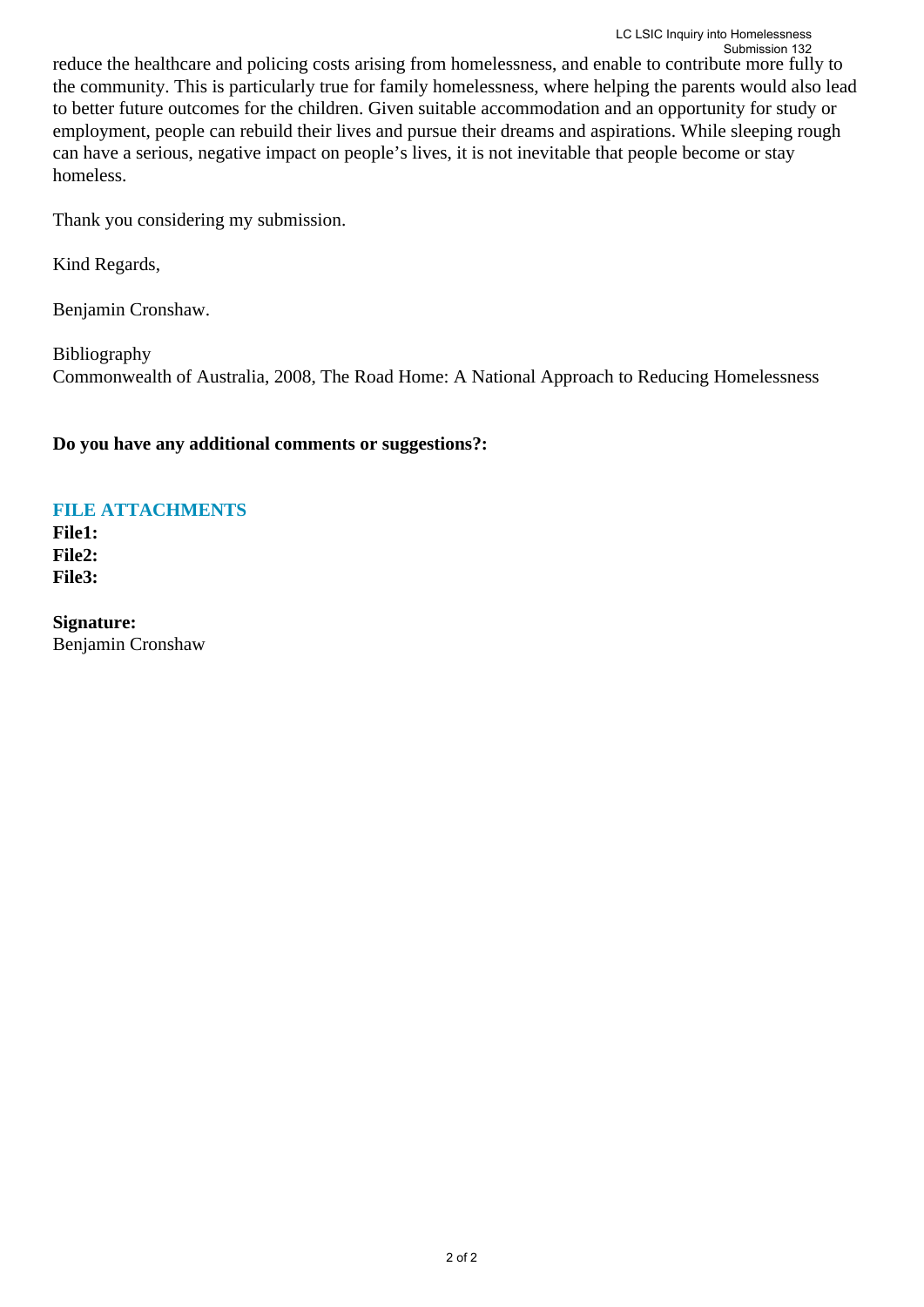reduce the healthcare and policing costs arising from homelessness, and enable to contribute more fully to the community. This is particularly true for family homelessness, where helping the parents would also lead to better future outcomes for the children. Given suitable accommodation and an opportunity for study or employment, people can rebuild their lives and pursue their dreams and aspirations. While sleeping rough can have a serious, negative impact on people's lives, it is not inevitable that people become or stay homeless.

Thank you considering my submission.

Kind Regards,

Benjamin Cronshaw.

Bibliography
Commonwealth of Australia, 2008, The Road Home: A National Approach to Reducing Homelessness

**Do you have any additional comments or suggestions?:**

## FILE ATTACHMENTS

**File1:**
**File2:**
**File3:**

**Signature:**
Benjamin Cronshaw